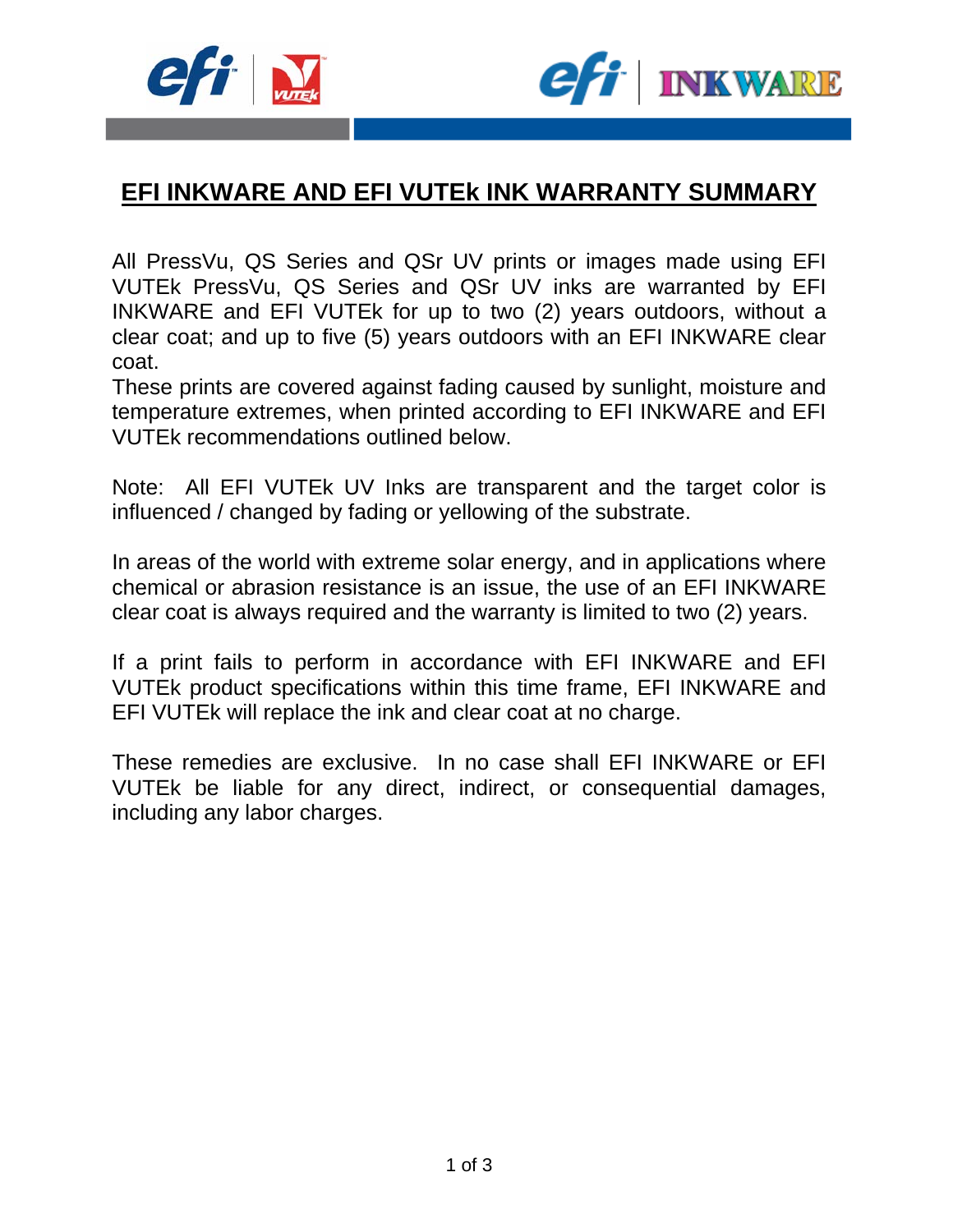# EFI INKWARE AND EFI VUTEk INK WARRANTY SUMMARY

All PressVu, QS Series and QSr UV prints or images made using EFI VUTEk PressVu, QS Series and QSr UV inks are warranted by EFI INKWARE and EFI VUTEk for up to two (2) years outdoors, without a clear coat; and up to five (5) years outdoors with an EFI INKWARE clear coat.
These prints are covered against fading caused by sunlight, moisture and temperature extremes, when printed according to EFI INKWARE and EFI VUTEk recommendations outlined below.

Note: All EFI VUTEk UV Inks are transparent and the target color is influenced / changed by fading or yellowing of the substrate.

In areas of the world with extreme solar energy, and in applications where chemical or abrasion resistance is an issue, the use of an EFI INKWARE clear coat is always required and the warranty is limited to two (2) years.

If a print fails to perform in accordance with EFI INKWARE and EFI VUTEk product specifications within this time frame, EFI INKWARE and EFI VUTEk will replace the ink and clear coat at no charge.

These remedies are exclusive. In no case shall EFI INKWARE or EFI VUTEk be liable for any direct, indirect, or consequential damages, including any labor charges.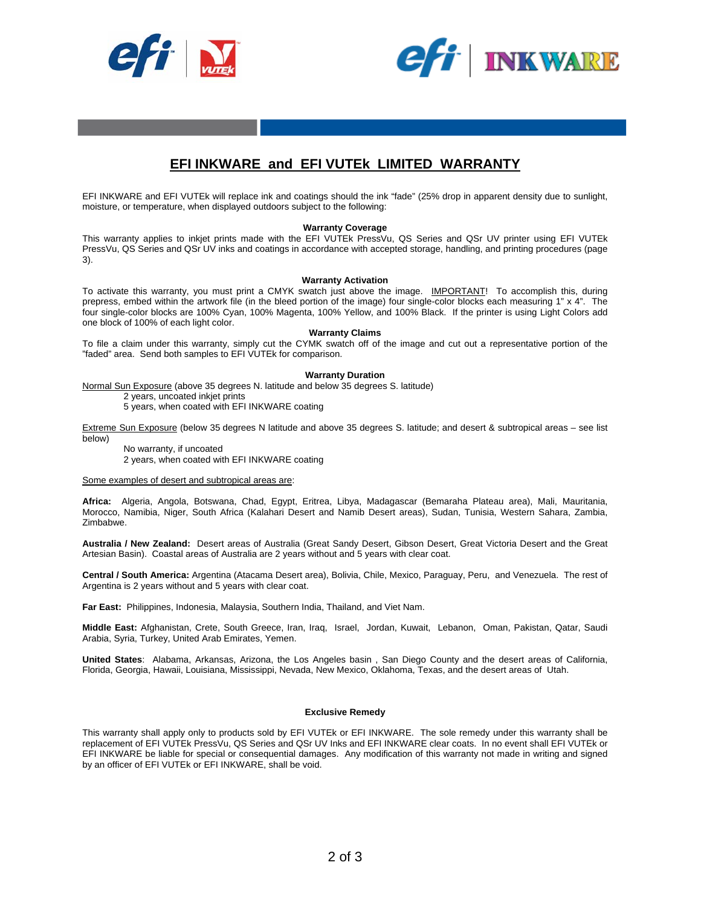# EFI INKWARE and EFI VUTEk LIMITED WARRANTY

EFI INKWARE and EFI VUTEk will replace ink and coatings should the ink "fade" (25% drop in apparent density due to sunlight, moisture, or temperature, when displayed outdoors subject to the following:

**Warranty Coverage**

This warranty applies to inkjet prints made with the EFI VUTEk PressVu, QS Series and QSr UV printer using EFI VUTEk PressVu, QS Series and QSr UV inks and coatings in accordance with accepted storage, handling, and printing procedures (page 3).

**Warranty Activation**

To activate this warranty, you must print a CMYK swatch just above the image. IMPORTANT! To accomplish this, during prepress, embed within the artwork file (in the bleed portion of the image) four single-color blocks each measuring 1" x 4". The four single-color blocks are 100% Cyan, 100% Magenta, 100% Yellow, and 100% Black. If the printer is using Light Colors add one block of 100% of each light color.

**Warranty Claims**

To file a claim under this warranty, simply cut the CYMK swatch off of the image and cut out a representative portion of the "faded" area. Send both samples to EFI VUTEk for comparison.

**Warranty Duration**

Normal Sun Exposure (above 35 degrees N. latitude and below 35 degrees S. latitude)
- 2 years, uncoated inkjet prints
- 5 years, when coated with EFI INKWARE coating

Extreme Sun Exposure (below 35 degrees N latitude and above 35 degrees S. latitude; and desert & subtropical areas – see list below)
- No warranty, if uncoated
- 2 years, when coated with EFI INKWARE coating

Some examples of desert and subtropical areas are:

**Africa:** Algeria, Angola, Botswana, Chad, Egypt, Eritrea, Libya, Madagascar (Bemaraha Plateau area), Mali, Mauritania, Morocco, Namibia, Niger, South Africa (Kalahari Desert and Namib Desert areas), Sudan, Tunisia, Western Sahara, Zambia, Zimbabwe.

**Australia / New Zealand:** Desert areas of Australia (Great Sandy Desert, Gibson Desert, Great Victoria Desert and the Great Artesian Basin). Coastal areas of Australia are 2 years without and 5 years with clear coat.

**Central / South America:** Argentina (Atacama Desert area), Bolivia, Chile, Mexico, Paraguay, Peru, and Venezuela. The rest of Argentina is 2 years without and 5 years with clear coat.

**Far East:** Philippines, Indonesia, Malaysia, Southern India, Thailand, and Viet Nam.

**Middle East:** Afghanistan, Crete, South Greece, Iran, Iraq, Israel, Jordan, Kuwait, Lebanon, Oman, Pakistan, Qatar, Saudi Arabia, Syria, Turkey, United Arab Emirates, Yemen.

**United States**: Alabama, Arkansas, Arizona, the Los Angeles basin , San Diego County and the desert areas of California, Florida, Georgia, Hawaii, Louisiana, Mississippi, Nevada, New Mexico, Oklahoma, Texas, and the desert areas of Utah.

**Exclusive Remedy**

This warranty shall apply only to products sold by EFI VUTEk or EFI INKWARE. The sole remedy under this warranty shall be replacement of EFI VUTEk PressVu, QS Series and QSr UV Inks and EFI INKWARE clear coats. In no event shall EFI VUTEk or EFI INKWARE be liable for special or consequential damages. Any modification of this warranty not made in writing and signed by an officer of EFI VUTEk or EFI INKWARE, shall be void.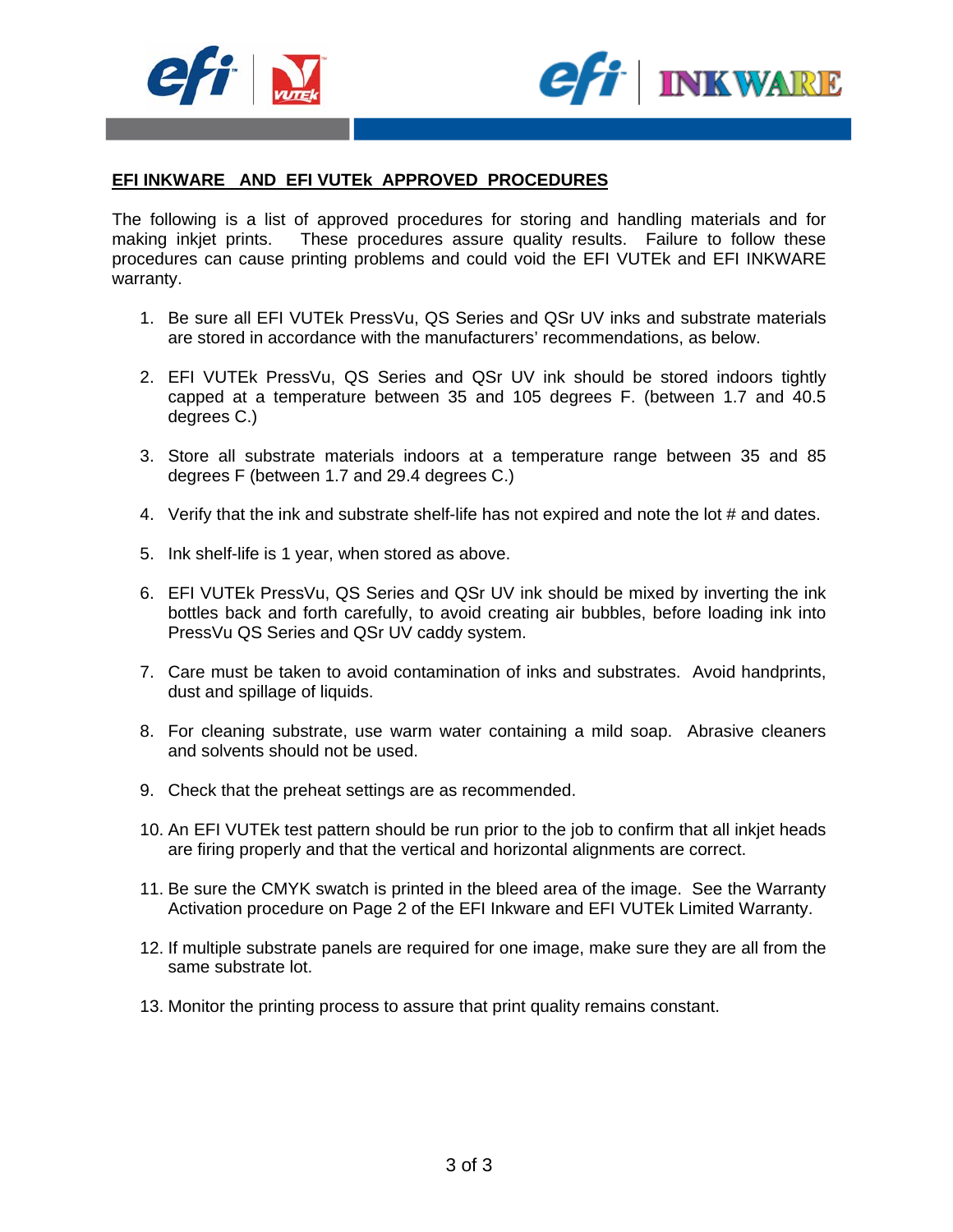**EFI INKWARE AND EFI VUTEk APPROVED PROCEDURES**

The following is a list of approved procedures for storing and handling materials and for making inkjet prints. These procedures assure quality results. Failure to follow these procedures can cause printing problems and could void the EFI VUTEk and EFI INKWARE warranty.

1. Be sure all EFI VUTEk PressVu, QS Series and QSr UV inks and substrate materials are stored in accordance with the manufacturers' recommendations, as below.

2. EFI VUTEk PressVu, QS Series and QSr UV ink should be stored indoors tightly capped at a temperature between 35 and 105 degrees F. (between 1.7 and 40.5 degrees C.)

3. Store all substrate materials indoors at a temperature range between 35 and 85 degrees F (between 1.7 and 29.4 degrees C.)

4. Verify that the ink and substrate shelf-life has not expired and note the lot # and dates.

5. Ink shelf-life is 1 year, when stored as above.

6. EFI VUTEk PressVu, QS Series and QSr UV ink should be mixed by inverting the ink bottles back and forth carefully, to avoid creating air bubbles, before loading ink into PressVu QS Series and QSr UV caddy system.

7. Care must be taken to avoid contamination of inks and substrates. Avoid handprints, dust and spillage of liquids.

8. For cleaning substrate, use warm water containing a mild soap. Abrasive cleaners and solvents should not be used.

9. Check that the preheat settings are as recommended.

10. An EFI VUTEk test pattern should be run prior to the job to confirm that all inkjet heads are firing properly and that the vertical and horizontal alignments are correct.

11. Be sure the CMYK swatch is printed in the bleed area of the image. See the Warranty Activation procedure on Page 2 of the EFI Inkware and EFI VUTEk Limited Warranty.

12. If multiple substrate panels are required for one image, make sure they are all from the same substrate lot.

13. Monitor the printing process to assure that print quality remains constant.